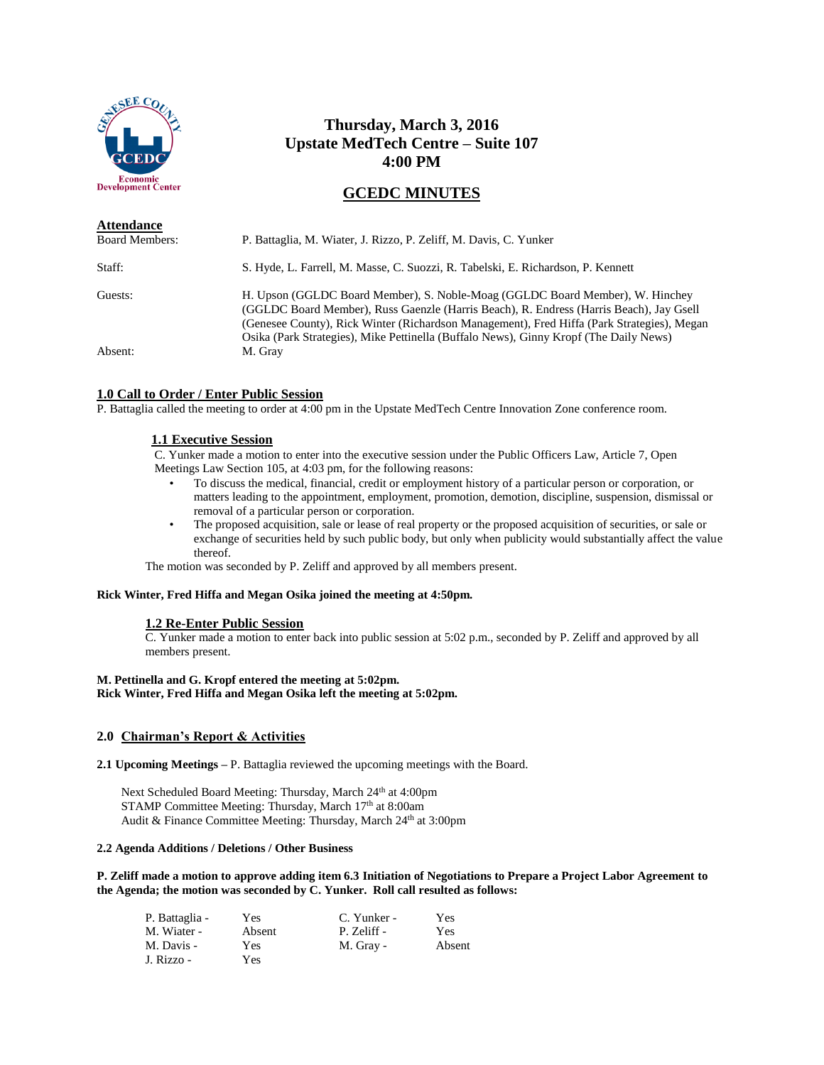# Thursday, March 3, 2016
# Upstate MedTech Centre – Suite 107
# 4:00 PM

## GCEDC MINUTES

**Attendance**

| | |
|---|---|
| Board Members: | P. Battaglia, M. Wiater, J. Rizzo, P. Zeliff, M. Davis, C. Yunker |
| Staff: | S. Hyde, L. Farrell, M. Masse, C. Suozzi, R. Tabelski, E. Richardson, P. Kennett |
| Guests: | H. Upson (GGLDC Board Member), S. Noble-Moag (GGLDC Board Member), W. Hinchey (GGLDC Board Member), Russ Gaenzle (Harris Beach), R. Endress (Harris Beach), Jay Gsell (Genesee County), Rick Winter (Richardson Management), Fred Hiffa (Park Strategies), Megan Osika (Park Strategies), Mike Pettinella (Buffalo News), Ginny Kropf (The Daily News) |
| Absent: | M. Gray |

### 1.0 Call to Order / Enter Public Session

P. Battaglia called the meeting to order at 4:00 pm in the Upstate MedTech Centre Innovation Zone conference room.

#### 1.1 Executive Session

C. Yunker made a motion to enter into the executive session under the Public Officers Law, Article 7, Open Meetings Law Section 105, at 4:03 pm, for the following reasons:

- To discuss the medical, financial, credit or employment history of a particular person or corporation, or matters leading to the appointment, employment, promotion, demotion, discipline, suspension, dismissal or removal of a particular person or corporation.
- The proposed acquisition, sale or lease of real property or the proposed acquisition of securities, or sale or exchange of securities held by such public body, but only when publicity would substantially affect the value thereof.

The motion was seconded by P. Zeliff and approved by all members present.

**Rick Winter, Fred Hiffa and Megan Osika joined the meeting at 4:50pm.**

#### 1.2 Re-Enter Public Session

C. Yunker made a motion to enter back into public session at 5:02 p.m., seconded by P. Zeliff and approved by all members present.

**M. Pettinella and G. Kropf entered the meeting at 5:02pm.**
**Rick Winter, Fred Hiffa and Megan Osika left the meeting at 5:02pm.**

### 2.0 Chairman's Report & Activities

**2.1 Upcoming Meetings –** P. Battaglia reviewed the upcoming meetings with the Board.

Next Scheduled Board Meeting: Thursday, March 24th at 4:00pm
STAMP Committee Meeting: Thursday, March 17th at 8:00am
Audit & Finance Committee Meeting: Thursday, March 24th at 3:00pm

**2.2 Agenda Additions / Deletions / Other Business**

**P. Zeliff made a motion to approve adding item 6.3 Initiation of Negotiations to Prepare a Project Labor Agreement to the Agenda; the motion was seconded by C. Yunker. Roll call resulted as follows:**

| | | | |
|---|---|---|---|
| P. Battaglia - | Yes | C. Yunker - | Yes |
| M. Wiater - | Absent | P. Zeliff - | Yes |
| M. Davis - | Yes | M. Gray - | Absent |
| J. Rizzo - | Yes | | |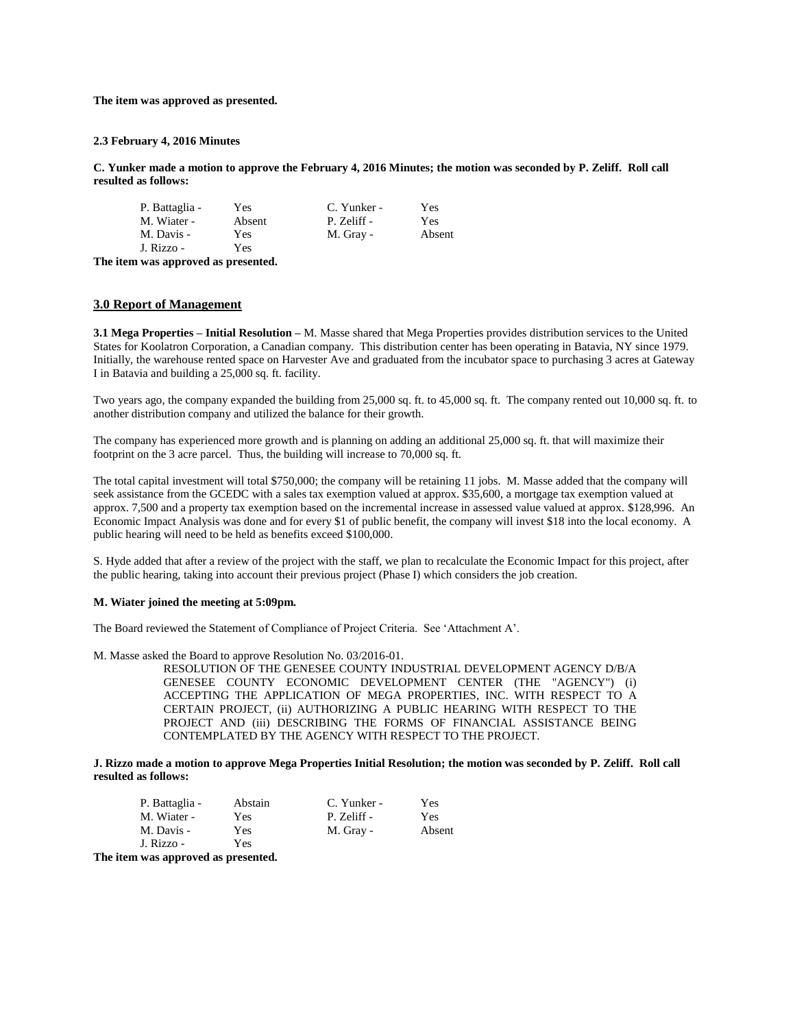**The item was approved as presented.**

**2.3 February 4, 2016 Minutes**

**C. Yunker made a motion to approve the February 4, 2016 Minutes; the motion was seconded by P. Zeliff. Roll call resulted as follows:**

| | | | |
|---|---|---|---|
| P. Battaglia - | Yes | C. Yunker - | Yes |
| M. Wiater - | Absent | P. Zeliff - | Yes |
| M. Davis - | Yes | M. Gray - | Absent |
| J. Rizzo - | Yes | | |

**The item was approved as presented.**

## 3.0 Report of Management

**3.1 Mega Properties – Initial Resolution –** M. Masse shared that Mega Properties provides distribution services to the United States for Koolatron Corporation, a Canadian company. This distribution center has been operating in Batavia, NY since 1979. Initially, the warehouse rented space on Harvester Ave and graduated from the incubator space to purchasing 3 acres at Gateway I in Batavia and building a 25,000 sq. ft. facility.

Two years ago, the company expanded the building from 25,000 sq. ft. to 45,000 sq. ft. The company rented out 10,000 sq. ft. to another distribution company and utilized the balance for their growth.

The company has experienced more growth and is planning on adding an additional 25,000 sq. ft. that will maximize their footprint on the 3 acre parcel. Thus, the building will increase to 70,000 sq. ft.

The total capital investment will total $750,000; the company will be retaining 11 jobs. M. Masse added that the company will seek assistance from the GCEDC with a sales tax exemption valued at approx. $35,600, a mortgage tax exemption valued at approx. 7,500 and a property tax exemption based on the incremental increase in assessed value valued at approx. $128,996. An Economic Impact Analysis was done and for every $1 of public benefit, the company will invest $18 into the local economy. A public hearing will need to be held as benefits exceed $100,000.

S. Hyde added that after a review of the project with the staff, we plan to recalculate the Economic Impact for this project, after the public hearing, taking into account their previous project (Phase I) which considers the job creation.

**M. Wiater joined the meeting at 5:09pm.**

The Board reviewed the Statement of Compliance of Project Criteria. See 'Attachment A'.

M. Masse asked the Board to approve Resolution No. 03/2016-01.

> RESOLUTION OF THE GENESEE COUNTY INDUSTRIAL DEVELOPMENT AGENCY D/B/A GENESEE COUNTY ECONOMIC DEVELOPMENT CENTER (THE "AGENCY") (i) ACCEPTING THE APPLICATION OF MEGA PROPERTIES, INC. WITH RESPECT TO A CERTAIN PROJECT, (ii) AUTHORIZING A PUBLIC HEARING WITH RESPECT TO THE PROJECT AND (iii) DESCRIBING THE FORMS OF FINANCIAL ASSISTANCE BEING CONTEMPLATED BY THE AGENCY WITH RESPECT TO THE PROJECT.

**J. Rizzo made a motion to approve Mega Properties Initial Resolution; the motion was seconded by P. Zeliff. Roll call resulted as follows:**

| | | | |
|---|---|---|---|
| P. Battaglia - | Abstain | C. Yunker - | Yes |
| M. Wiater - | Yes | P. Zeliff - | Yes |
| M. Davis - | Yes | M. Gray - | Absent |
| J. Rizzo - | Yes | | |

**The item was approved as presented.**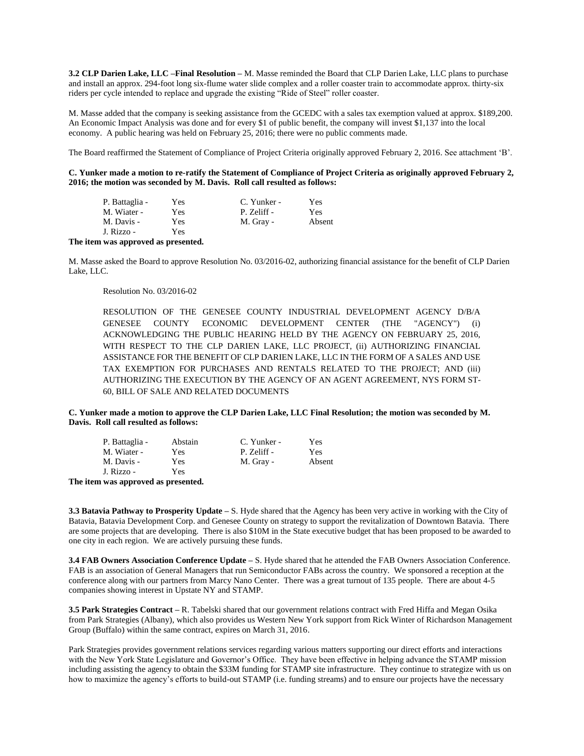**3.2 CLP Darien Lake, LLC –Final Resolution –** M. Masse reminded the Board that CLP Darien Lake, LLC plans to purchase and install an approx. 294-foot long six-flume water slide complex and a roller coaster train to accommodate approx. thirty-six riders per cycle intended to replace and upgrade the existing "Ride of Steel" roller coaster.

M. Masse added that the company is seeking assistance from the GCEDC with a sales tax exemption valued at approx. $189,200. An Economic Impact Analysis was done and for every $1 of public benefit, the company will invest $1,137 into the local economy. A public hearing was held on February 25, 2016; there were no public comments made.

The Board reaffirmed the Statement of Compliance of Project Criteria originally approved February 2, 2016. See attachment 'B'.

**C. Yunker made a motion to re-ratify the Statement of Compliance of Project Criteria as originally approved February 2, 2016; the motion was seconded by M. Davis. Roll call resulted as follows:**

| | | | |
|---|---|---|---|
| P. Battaglia - | Yes | C. Yunker - | Yes |
| M. Wiater - | Yes | P. Zeliff - | Yes |
| M. Davis - | Yes | M. Gray - | Absent |
| J. Rizzo - | Yes | | |

**The item was approved as presented.**

M. Masse asked the Board to approve Resolution No. 03/2016-02, authorizing financial assistance for the benefit of CLP Darien Lake, LLC.

Resolution No. 03/2016-02

RESOLUTION OF THE GENESEE COUNTY INDUSTRIAL DEVELOPMENT AGENCY D/B/A GENESEE COUNTY ECONOMIC DEVELOPMENT CENTER (THE "AGENCY") (i) ACKNOWLEDGING THE PUBLIC HEARING HELD BY THE AGENCY ON FEBRUARY 25, 2016, WITH RESPECT TO THE CLP DARIEN LAKE, LLC PROJECT, (ii) AUTHORIZING FINANCIAL ASSISTANCE FOR THE BENEFIT OF CLP DARIEN LAKE, LLC IN THE FORM OF A SALES AND USE TAX EXEMPTION FOR PURCHASES AND RENTALS RELATED TO THE PROJECT; AND (iii) AUTHORIZING THE EXECUTION BY THE AGENCY OF AN AGENT AGREEMENT, NYS FORM ST-60, BILL OF SALE AND RELATED DOCUMENTS

**C. Yunker made a motion to approve the CLP Darien Lake, LLC Final Resolution; the motion was seconded by M. Davis. Roll call resulted as follows:**

| | | | |
|---|---|---|---|
| P. Battaglia - | Abstain | C. Yunker - | Yes |
| M. Wiater - | Yes | P. Zeliff - | Yes |
| M. Davis - | Yes | M. Gray - | Absent |
| J. Rizzo - | Yes | | |

**The item was approved as presented.**

**3.3 Batavia Pathway to Prosperity Update –** S. Hyde shared that the Agency has been very active in working with the City of Batavia, Batavia Development Corp. and Genesee County on strategy to support the revitalization of Downtown Batavia. There are some projects that are developing. There is also $10M in the State executive budget that has been proposed to be awarded to one city in each region. We are actively pursuing these funds.

**3.4 FAB Owners Association Conference Update –** S. Hyde shared that he attended the FAB Owners Association Conference. FAB is an association of General Managers that run Semiconductor FABs across the country. We sponsored a reception at the conference along with our partners from Marcy Nano Center. There was a great turnout of 135 people. There are about 4-5 companies showing interest in Upstate NY and STAMP.

**3.5 Park Strategies Contract –** R. Tabelski shared that our government relations contract with Fred Hiffa and Megan Osika from Park Strategies (Albany), which also provides us Western New York support from Rick Winter of Richardson Management Group (Buffalo) within the same contract, expires on March 31, 2016.

Park Strategies provides government relations services regarding various matters supporting our direct efforts and interactions with the New York State Legislature and Governor's Office. They have been effective in helping advance the STAMP mission including assisting the agency to obtain the $33M funding for STAMP site infrastructure. They continue to strategize with us on how to maximize the agency's efforts to build-out STAMP (i.e. funding streams) and to ensure our projects have the necessary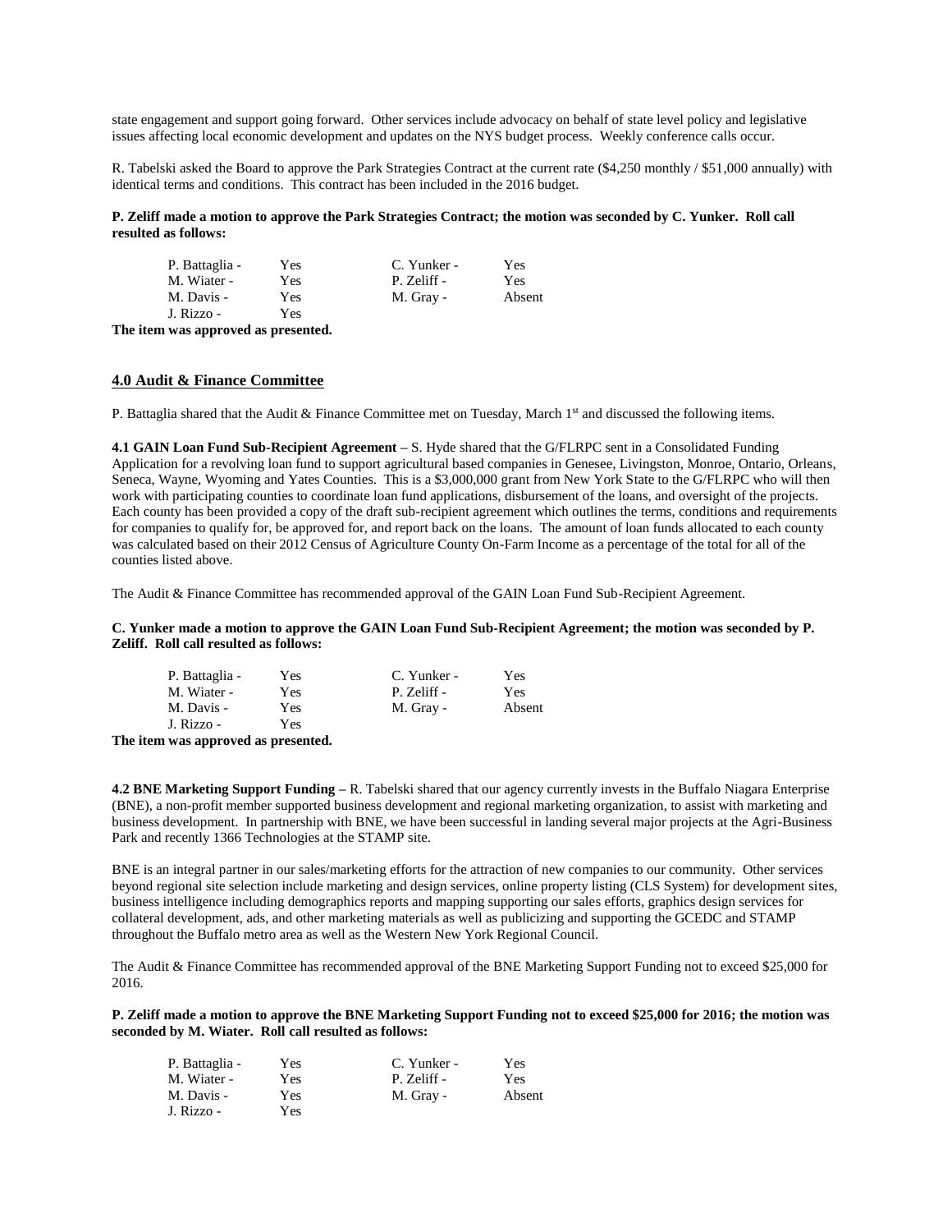state engagement and support going forward. Other services include advocacy on behalf of state level policy and legislative issues affecting local economic development and updates on the NYS budget process. Weekly conference calls occur.

R. Tabelski asked the Board to approve the Park Strategies Contract at the current rate ($4,250 monthly / $51,000 annually) with identical terms and conditions. This contract has been included in the 2016 budget.

**P. Zeliff made a motion to approve the Park Strategies Contract; the motion was seconded by C. Yunker. Roll call resulted as follows:**

| | | | |
|---|---|---|---|
| P. Battaglia - | Yes | C. Yunker - | Yes |
| M. Wiater - | Yes | P. Zeliff - | Yes |
| M. Davis - | Yes | M. Gray - | Absent |
| J. Rizzo - | Yes | | |

**The item was approved as presented.**

## 4.0 Audit & Finance Committee

P. Battaglia shared that the Audit & Finance Committee met on Tuesday, March 1st and discussed the following items.

**4.1 GAIN Loan Fund Sub-Recipient Agreement** – S. Hyde shared that the G/FLRPC sent in a Consolidated Funding Application for a revolving loan fund to support agricultural based companies in Genesee, Livingston, Monroe, Ontario, Orleans, Seneca, Wayne, Wyoming and Yates Counties. This is a $3,000,000 grant from New York State to the G/FLRPC who will then work with participating counties to coordinate loan fund applications, disbursement of the loans, and oversight of the projects. Each county has been provided a copy of the draft sub-recipient agreement which outlines the terms, conditions and requirements for companies to qualify for, be approved for, and report back on the loans. The amount of loan funds allocated to each county was calculated based on their 2012 Census of Agriculture County On-Farm Income as a percentage of the total for all of the counties listed above.

The Audit & Finance Committee has recommended approval of the GAIN Loan Fund Sub-Recipient Agreement.

**C. Yunker made a motion to approve the GAIN Loan Fund Sub-Recipient Agreement; the motion was seconded by P. Zeliff. Roll call resulted as follows:**

| | | | |
|---|---|---|---|
| P. Battaglia - | Yes | C. Yunker - | Yes |
| M. Wiater - | Yes | P. Zeliff - | Yes |
| M. Davis - | Yes | M. Gray - | Absent |
| J. Rizzo - | Yes | | |

**The item was approved as presented.**

**4.2 BNE Marketing Support Funding** – R. Tabelski shared that our agency currently invests in the Buffalo Niagara Enterprise (BNE), a non-profit member supported business development and regional marketing organization, to assist with marketing and business development. In partnership with BNE, we have been successful in landing several major projects at the Agri-Business Park and recently 1366 Technologies at the STAMP site.

BNE is an integral partner in our sales/marketing efforts for the attraction of new companies to our community. Other services beyond regional site selection include marketing and design services, online property listing (CLS System) for development sites, business intelligence including demographics reports and mapping supporting our sales efforts, graphics design services for collateral development, ads, and other marketing materials as well as publicizing and supporting the GCEDC and STAMP throughout the Buffalo metro area as well as the Western New York Regional Council.

The Audit & Finance Committee has recommended approval of the BNE Marketing Support Funding not to exceed $25,000 for 2016.

**P. Zeliff made a motion to approve the BNE Marketing Support Funding not to exceed $25,000 for 2016; the motion was seconded by M. Wiater. Roll call resulted as follows:**

| | | | |
|---|---|---|---|
| P. Battaglia - | Yes | C. Yunker - | Yes |
| M. Wiater - | Yes | P. Zeliff - | Yes |
| M. Davis - | Yes | M. Gray - | Absent |
| J. Rizzo - | Yes | | |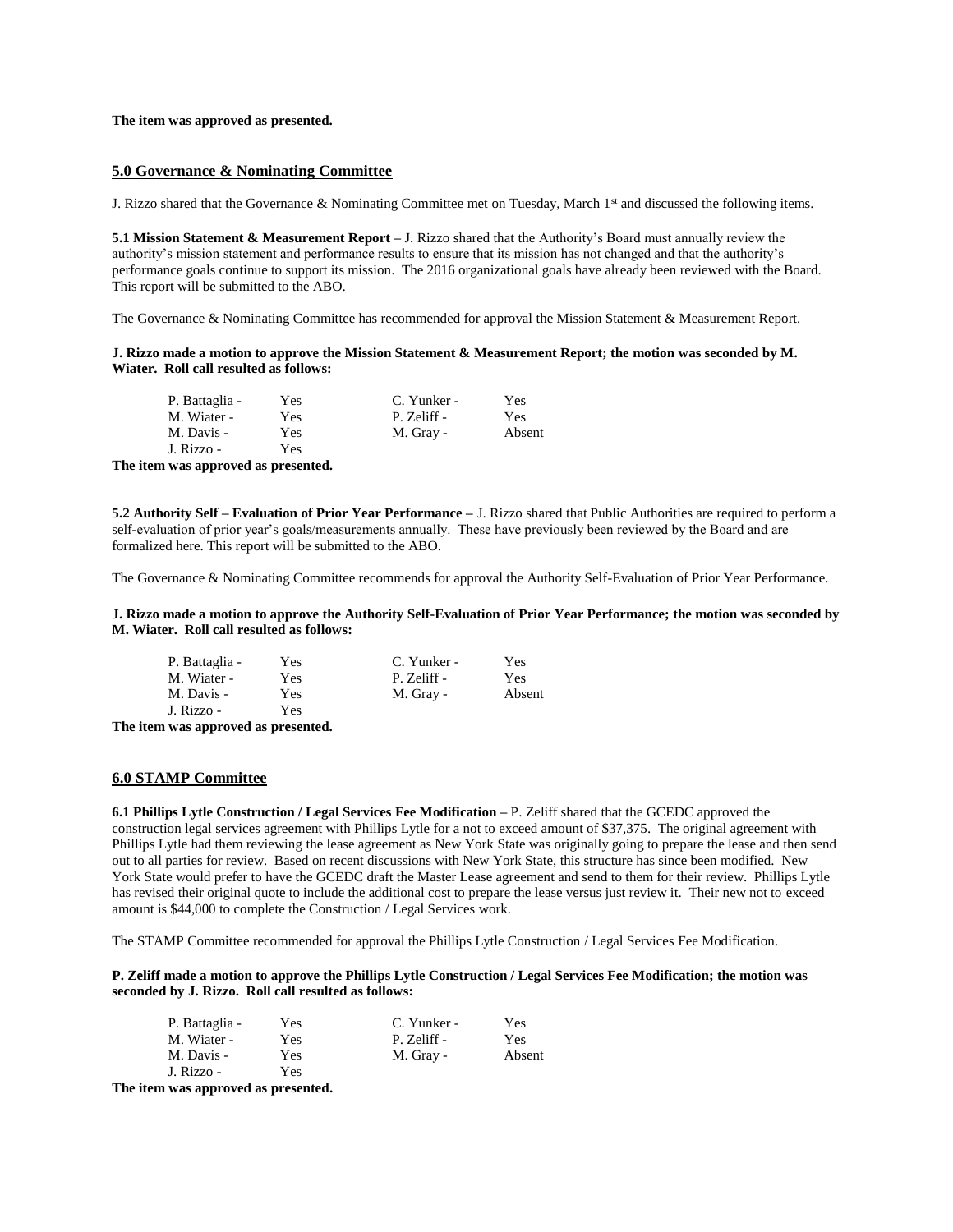**The item was approved as presented.**

## 5.0 Governance & Nominating Committee

J. Rizzo shared that the Governance & Nominating Committee met on Tuesday, March 1st and discussed the following items.

**5.1 Mission Statement & Measurement Report –** J. Rizzo shared that the Authority's Board must annually review the authority's mission statement and performance results to ensure that its mission has not changed and that the authority's performance goals continue to support its mission. The 2016 organizational goals have already been reviewed with the Board. This report will be submitted to the ABO.

The Governance & Nominating Committee has recommended for approval the Mission Statement & Measurement Report.

**J. Rizzo made a motion to approve the Mission Statement & Measurement Report; the motion was seconded by M. Wiater. Roll call resulted as follows:**

| | | | |
|---|---|---|---|
| P. Battaglia - | Yes | C. Yunker - | Yes |
| M. Wiater - | Yes | P. Zeliff - | Yes |
| M. Davis - | Yes | M. Gray - | Absent |
| J. Rizzo - | Yes | | |

**The item was approved as presented.**

**5.2 Authority Self – Evaluation of Prior Year Performance –** J. Rizzo shared that Public Authorities are required to perform a self-evaluation of prior year's goals/measurements annually. These have previously been reviewed by the Board and are formalized here. This report will be submitted to the ABO.

The Governance & Nominating Committee recommends for approval the Authority Self-Evaluation of Prior Year Performance.

**J. Rizzo made a motion to approve the Authority Self-Evaluation of Prior Year Performance; the motion was seconded by M. Wiater. Roll call resulted as follows:**

| | | | |
|---|---|---|---|
| P. Battaglia - | Yes | C. Yunker - | Yes |
| M. Wiater - | Yes | P. Zeliff - | Yes |
| M. Davis - | Yes | M. Gray - | Absent |
| J. Rizzo - | Yes | | |

**The item was approved as presented.**

## 6.0 STAMP Committee

**6.1 Phillips Lytle Construction / Legal Services Fee Modification –** P. Zeliff shared that the GCEDC approved the construction legal services agreement with Phillips Lytle for a not to exceed amount of $37,375. The original agreement with Phillips Lytle had them reviewing the lease agreement as New York State was originally going to prepare the lease and then send out to all parties for review. Based on recent discussions with New York State, this structure has since been modified. New York State would prefer to have the GCEDC draft the Master Lease agreement and send to them for their review. Phillips Lytle has revised their original quote to include the additional cost to prepare the lease versus just review it. Their new not to exceed amount is $44,000 to complete the Construction / Legal Services work.

The STAMP Committee recommended for approval the Phillips Lytle Construction / Legal Services Fee Modification.

**P. Zeliff made a motion to approve the Phillips Lytle Construction / Legal Services Fee Modification; the motion was seconded by J. Rizzo. Roll call resulted as follows:**

| | | | |
|---|---|---|---|
| P. Battaglia - | Yes | C. Yunker - | Yes |
| M. Wiater - | Yes | P. Zeliff - | Yes |
| M. Davis - | Yes | M. Gray - | Absent |
| J. Rizzo - | Yes | | |

**The item was approved as presented.**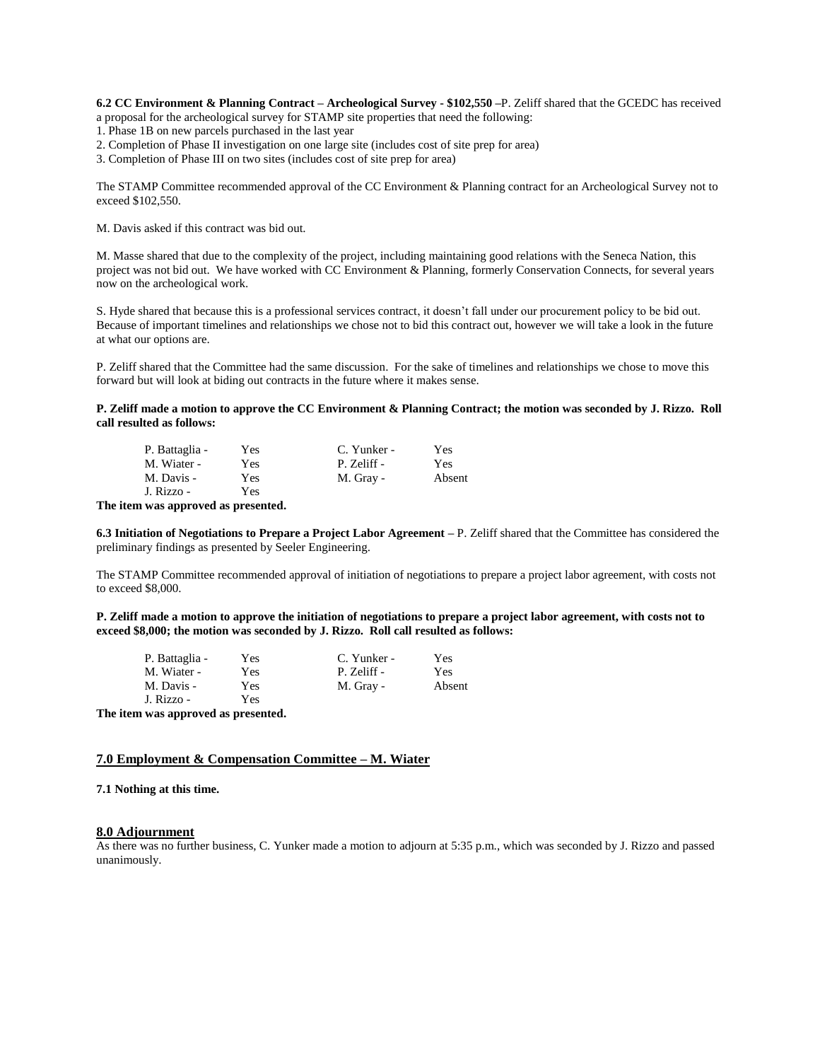**6.2 CC Environment & Planning Contract – Archeological Survey - $102,550** –P. Zeliff shared that the GCEDC has received a proposal for the archeological survey for STAMP site properties that need the following:

1. Phase 1B on new parcels purchased in the last year
2. Completion of Phase II investigation on one large site (includes cost of site prep for area)
3. Completion of Phase III on two sites (includes cost of site prep for area)

The STAMP Committee recommended approval of the CC Environment & Planning contract for an Archeological Survey not to exceed $102,550.

M. Davis asked if this contract was bid out.

M. Masse shared that due to the complexity of the project, including maintaining good relations with the Seneca Nation, this project was not bid out. We have worked with CC Environment & Planning, formerly Conservation Connects, for several years now on the archeological work.

S. Hyde shared that because this is a professional services contract, it doesn't fall under our procurement policy to be bid out. Because of important timelines and relationships we chose not to bid this contract out, however we will take a look in the future at what our options are.

P. Zeliff shared that the Committee had the same discussion. For the sake of timelines and relationships we chose to move this forward but will look at biding out contracts in the future where it makes sense.

**P. Zeliff made a motion to approve the CC Environment & Planning Contract; the motion was seconded by J. Rizzo. Roll call resulted as follows:**

| | | | |
|---|---|---|---|
| P. Battaglia - | Yes | C. Yunker - | Yes |
| M. Wiater - | Yes | P. Zeliff - | Yes |
| M. Davis - | Yes | M. Gray - | Absent |
| J. Rizzo - | Yes | | |

**The item was approved as presented.**

**6.3 Initiation of Negotiations to Prepare a Project Labor Agreement –** P. Zeliff shared that the Committee has considered the preliminary findings as presented by Seeler Engineering.

The STAMP Committee recommended approval of initiation of negotiations to prepare a project labor agreement, with costs not to exceed $8,000.

**P. Zeliff made a motion to approve the initiation of negotiations to prepare a project labor agreement, with costs not to exceed $8,000; the motion was seconded by J. Rizzo. Roll call resulted as follows:**

| | | | |
|---|---|---|---|
| P. Battaglia - | Yes | C. Yunker - | Yes |
| M. Wiater - | Yes | P. Zeliff - | Yes |
| M. Davis - | Yes | M. Gray - | Absent |
| J. Rizzo - | Yes | | |

**The item was approved as presented.**

## 7.0 Employment & Compensation Committee – M. Wiater

**7.1 Nothing at this time.**

## 8.0 Adjournment

As there was no further business, C. Yunker made a motion to adjourn at 5:35 p.m., which was seconded by J. Rizzo and passed unanimously.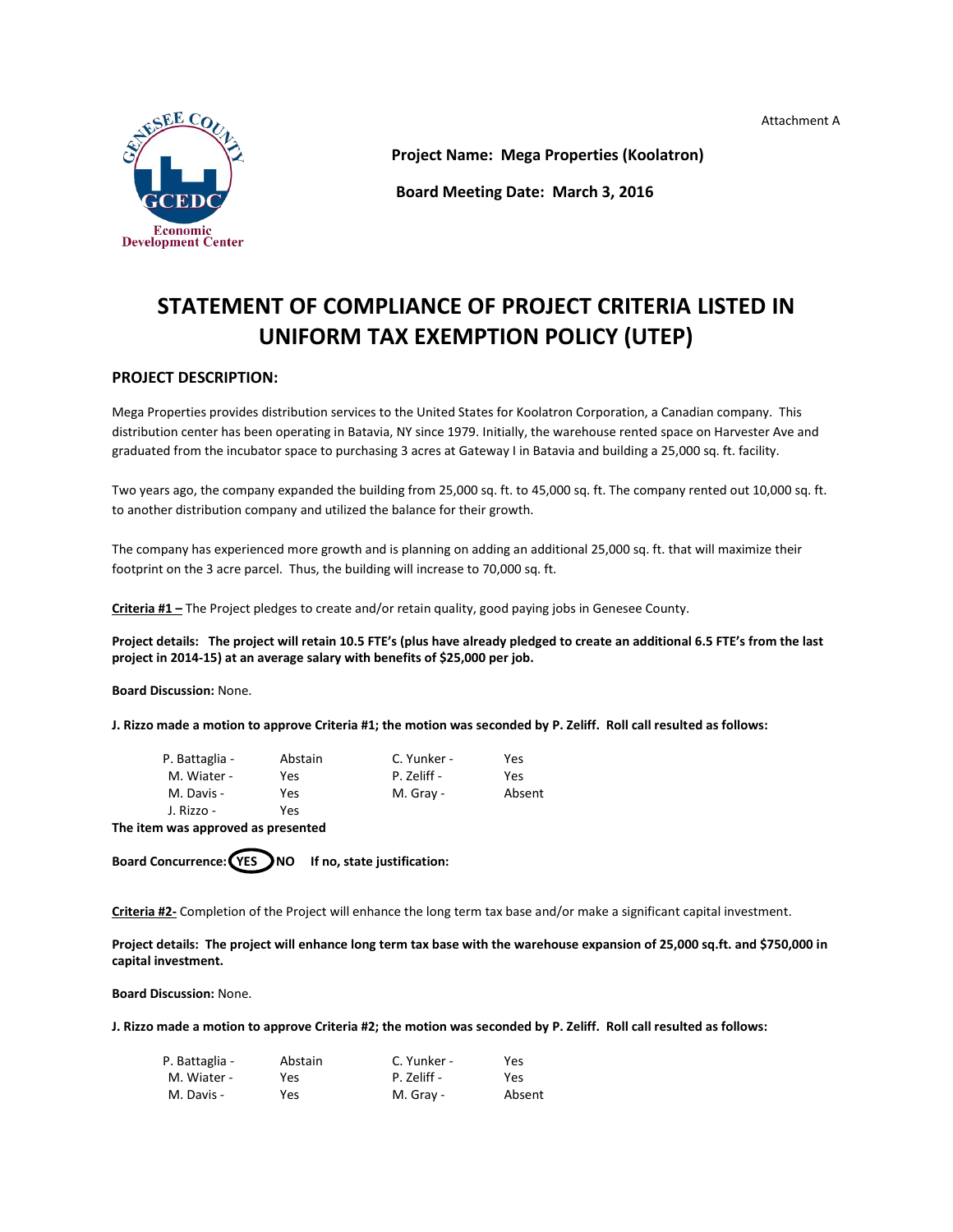Attachment A

**Project Name: Mega Properties (Koolatron)**

**Board Meeting Date: March 3, 2016**

# STATEMENT OF COMPLIANCE OF PROJECT CRITERIA LISTED IN UNIFORM TAX EXEMPTION POLICY (UTEP)

## PROJECT DESCRIPTION:

Mega Properties provides distribution services to the United States for Koolatron Corporation, a Canadian company. This distribution center has been operating in Batavia, NY since 1979. Initially, the warehouse rented space on Harvester Ave and graduated from the incubator space to purchasing 3 acres at Gateway I in Batavia and building a 25,000 sq. ft. facility.

Two years ago, the company expanded the building from 25,000 sq. ft. to 45,000 sq. ft. The company rented out 10,000 sq. ft. to another distribution company and utilized the balance for their growth.

The company has experienced more growth and is planning on adding an additional 25,000 sq. ft. that will maximize their footprint on the 3 acre parcel. Thus, the building will increase to 70,000 sq. ft.

**Criteria #1 –** The Project pledges to create and/or retain quality, good paying jobs in Genesee County.

**Project details: The project will retain 10.5 FTE's (plus have already pledged to create an additional 6.5 FTE's from the last project in 2014-15) at an average salary with benefits of $25,000 per job.**

**Board Discussion:** None.

**J. Rizzo made a motion to approve Criteria #1; the motion was seconded by P. Zeliff. Roll call resulted as follows:**

| | | | |
|---|---|---|---|
| P. Battaglia - | Abstain | C. Yunker - | Yes |
| M. Wiater - | Yes | P. Zeliff - | Yes |
| M. Davis - | Yes | M. Gray - | Absent |
| J. Rizzo - | Yes | | |

**The item was approved as presented**

**Board Concurrence: YES** (circled) **NO If no, state justification:**

**Criteria #2-** Completion of the Project will enhance the long term tax base and/or make a significant capital investment.

**Project details: The project will enhance long term tax base with the warehouse expansion of 25,000 sq.ft. and $750,000 in capital investment.**

**Board Discussion:** None.

**J. Rizzo made a motion to approve Criteria #2; the motion was seconded by P. Zeliff. Roll call resulted as follows:**

| | | | |
|---|---|---|---|
| P. Battaglia - | Abstain | C. Yunker - | Yes |
| M. Wiater - | Yes | P. Zeliff - | Yes |
| M. Davis - | Yes | M. Gray - | Absent |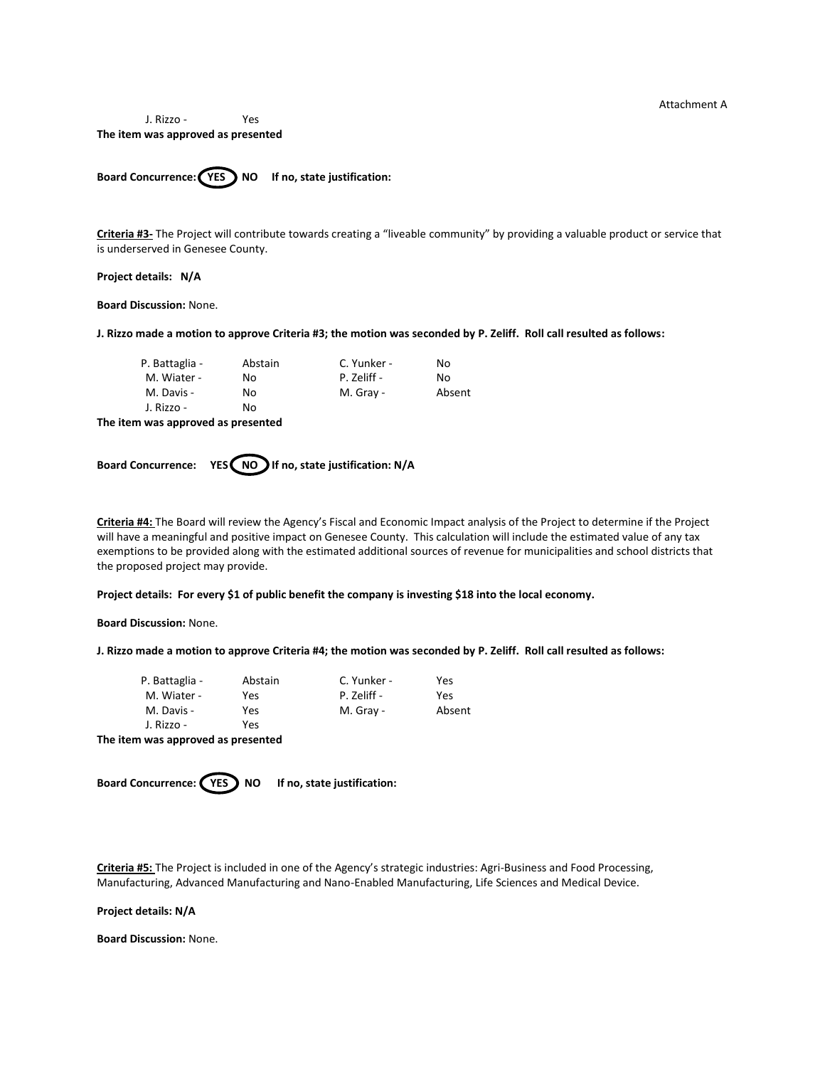Attachment A

J. Rizzo - Yes

**The item was approved as presented**

**Board Concurrence: YES NO If no, state justification:**

(YES circled)

**Criteria #3-** The Project will contribute towards creating a "liveable community" by providing a valuable product or service that is underserved in Genesee County.

**Project details: N/A**

**Board Discussion:** None.

**J. Rizzo made a motion to approve Criteria #3; the motion was seconded by P. Zeliff. Roll call resulted as follows:**

| | | | |
|---|---|---|---|
| P. Battaglia - | Abstain | C. Yunker - | No |
| M. Wiater - | No | P. Zeliff - | No |
| M. Davis - | No | M. Gray - | Absent |
| J. Rizzo - | No | | |

**The item was approved as presented**

**Board Concurrence: YES NO If no, state justification: N/A**

(NO circled)

**Criteria #4:** The Board will review the Agency's Fiscal and Economic Impact analysis of the Project to determine if the Project will have a meaningful and positive impact on Genesee County. This calculation will include the estimated value of any tax exemptions to be provided along with the estimated additional sources of revenue for municipalities and school districts that the proposed project may provide.

**Project details: For every $1 of public benefit the company is investing $18 into the local economy.**

**Board Discussion:** None.

**J. Rizzo made a motion to approve Criteria #4; the motion was seconded by P. Zeliff. Roll call resulted as follows:**

| | | | |
|---|---|---|---|
| P. Battaglia - | Abstain | C. Yunker - | Yes |
| M. Wiater - | Yes | P. Zeliff - | Yes |
| M. Davis - | Yes | M. Gray - | Absent |
| J. Rizzo - | Yes | | |

**The item was approved as presented**

**Board Concurrence: YES NO If no, state justification:**

(YES circled)

**Criteria #5:** The Project is included in one of the Agency's strategic industries: Agri-Business and Food Processing, Manufacturing, Advanced Manufacturing and Nano-Enabled Manufacturing, Life Sciences and Medical Device.

**Project details: N/A**

**Board Discussion:** None.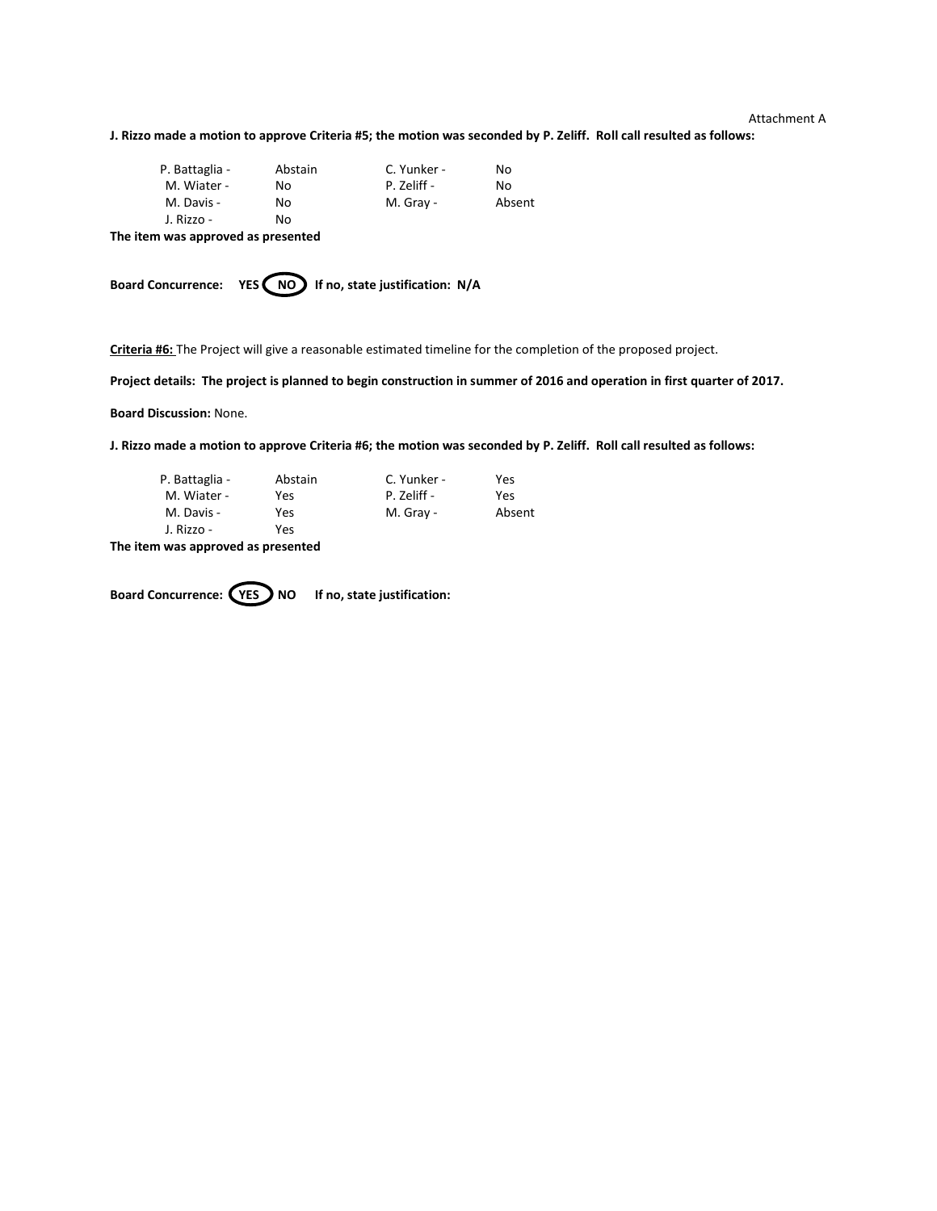Attachment A

**J. Rizzo made a motion to approve Criteria #5; the motion was seconded by P. Zeliff. Roll call resulted as follows:**

| | | | |
|---|---|---|---|
| P. Battaglia - | Abstain | C. Yunker - | No |
| M. Wiater - | No | P. Zeliff - | No |
| M. Davis - | No | M. Gray - | Absent |
| J. Rizzo - | No | | |

**The item was approved as presented**

**Board Concurrence: YES (NO) If no, state justification: N/A**

**Criteria #6:** The Project will give a reasonable estimated timeline for the completion of the proposed project.

**Project details: The project is planned to begin construction in summer of 2016 and operation in first quarter of 2017.**

**Board Discussion:** None.

**J. Rizzo made a motion to approve Criteria #6; the motion was seconded by P. Zeliff. Roll call resulted as follows:**

| | | | |
|---|---|---|---|
| P. Battaglia - | Abstain | C. Yunker - | Yes |
| M. Wiater - | Yes | P. Zeliff - | Yes |
| M. Davis - | Yes | M. Gray - | Absent |
| J. Rizzo - | Yes | | |

**The item was approved as presented**

**Board Concurrence: (YES) NO If no, state justification:**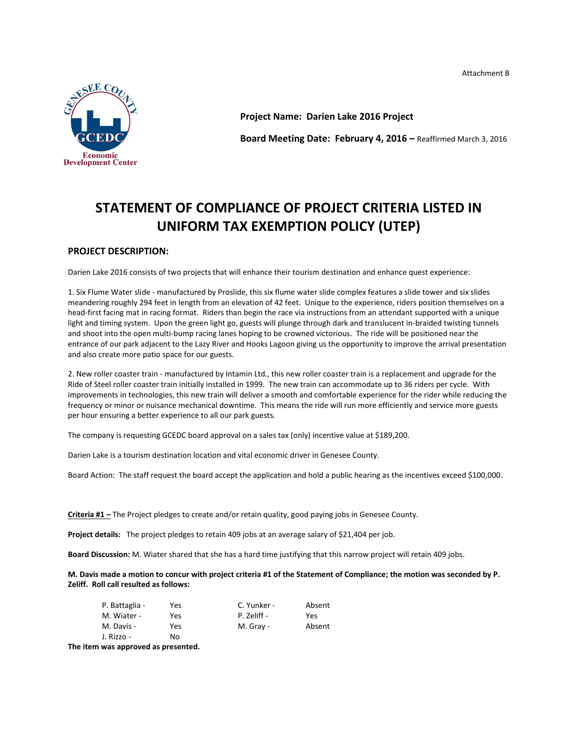Attachment B

**Project Name: Darien Lake 2016 Project**

**Board Meeting Date: February 4, 2016 –** Reaffirmed March 3, 2016

# STATEMENT OF COMPLIANCE OF PROJECT CRITERIA LISTED IN UNIFORM TAX EXEMPTION POLICY (UTEP)

## PROJECT DESCRIPTION:

Darien Lake 2016 consists of two projects that will enhance their tourism destination and enhance quest experience:

1. Six Flume Water slide - manufactured by Proslide, this six flume water slide complex features a slide tower and six slides meandering roughly 294 feet in length from an elevation of 42 feet. Unique to the experience, riders position themselves on a head-first facing mat in racing format. Riders than begin the race via instructions from an attendant supported with a unique light and timing system. Upon the green light go, guests will plunge through dark and translucent in-braided twisting tunnels and shoot into the open multi-bump racing lanes hoping to be crowned victorious. The ride will be positioned near the entrance of our park adjacent to the Lazy River and Hooks Lagoon giving us the opportunity to improve the arrival presentation and also create more patio space for our guests.

2. New roller coaster train - manufactured by Intamin Ltd., this new roller coaster train is a replacement and upgrade for the Ride of Steel roller coaster train initially installed in 1999. The new train can accommodate up to 36 riders per cycle. With improvements in technologies, this new train will deliver a smooth and comfortable experience for the rider while reducing the frequency or minor or nuisance mechanical downtime. This means the ride will run more efficiently and service more guests per hour ensuring a better experience to all our park guests.

The company is requesting GCEDC board approval on a sales tax (only) incentive value at $189,200.

Darien Lake is a tourism destination location and vital economic driver in Genesee County.

Board Action: The staff request the board accept the application and hold a public hearing as the incentives exceed $100,000.

**Criteria #1 –** The Project pledges to create and/or retain quality, good paying jobs in Genesee County.

**Project details:** The project pledges to retain 409 jobs at an average salary of $21,404 per job.

**Board Discussion:** M. Wiater shared that she has a hard time justifying that this narrow project will retain 409 jobs.

**M. Davis made a motion to concur with project criteria #1 of the Statement of Compliance; the motion was seconded by P. Zeliff. Roll call resulted as follows:**

| | | | |
|---|---|---|---|
| P. Battaglia - | Yes | C. Yunker - | Absent |
| M. Wiater - | Yes | P. Zeliff - | Yes |
| M. Davis - | Yes | M. Gray - | Absent |
| J. Rizzo - | No | | |

**The item was approved as presented.**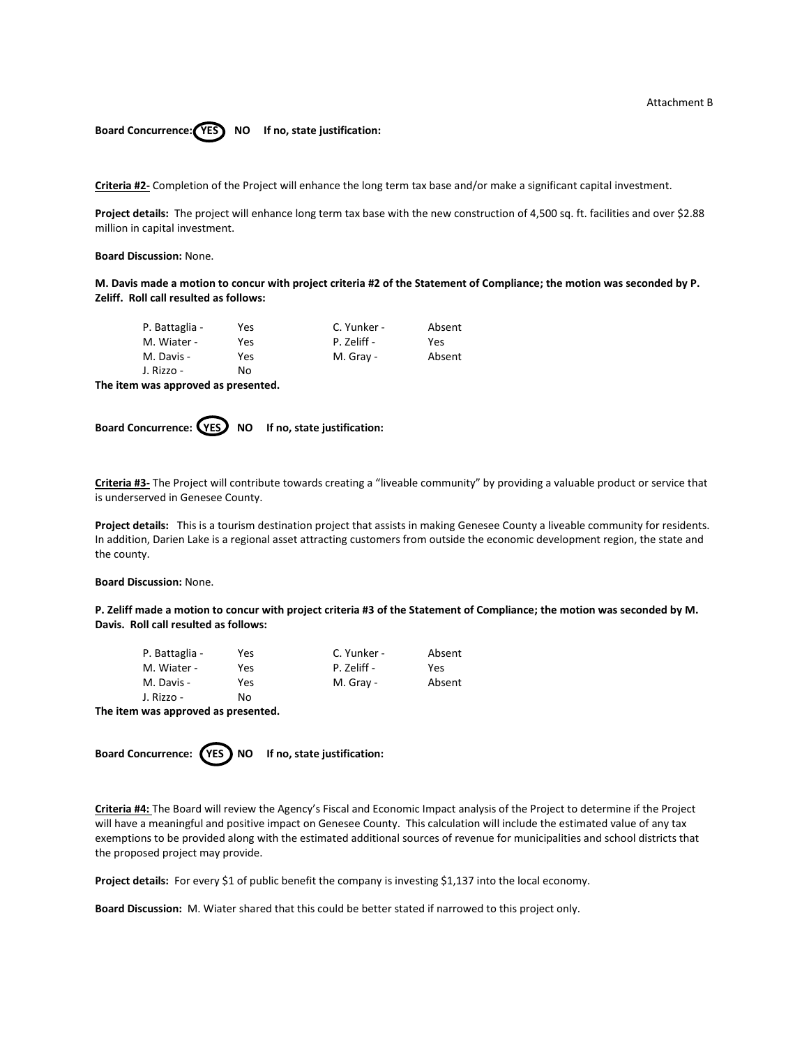Attachment B

**Board Concurrence: YES NO If no, state justification:**

**Criteria #2-** Completion of the Project will enhance the long term tax base and/or make a significant capital investment.

**Project details:** The project will enhance long term tax base with the new construction of 4,500 sq. ft. facilities and over $2.88 million in capital investment.

**Board Discussion:** None.

**M. Davis made a motion to concur with project criteria #2 of the Statement of Compliance; the motion was seconded by P. Zeliff. Roll call resulted as follows:**

| | | | |
|---|---|---|---|
| P. Battaglia - | Yes | C. Yunker - | Absent |
| M. Wiater - | Yes | P. Zeliff - | Yes |
| M. Davis - | Yes | M. Gray - | Absent |
| J. Rizzo - | No | | |

**The item was approved as presented.**

**Board Concurrence: YES NO If no, state justification:**

**Criteria #3-** The Project will contribute towards creating a "liveable community" by providing a valuable product or service that is underserved in Genesee County.

**Project details:** This is a tourism destination project that assists in making Genesee County a liveable community for residents. In addition, Darien Lake is a regional asset attracting customers from outside the economic development region, the state and the county.

**Board Discussion:** None.

**P. Zeliff made a motion to concur with project criteria #3 of the Statement of Compliance; the motion was seconded by M. Davis. Roll call resulted as follows:**

| | | | |
|---|---|---|---|
| P. Battaglia - | Yes | C. Yunker - | Absent |
| M. Wiater - | Yes | P. Zeliff - | Yes |
| M. Davis - | Yes | M. Gray - | Absent |
| J. Rizzo - | No | | |

**The item was approved as presented.**

**Board Concurrence: YES NO If no, state justification:**

**Criteria #4:** The Board will review the Agency's Fiscal and Economic Impact analysis of the Project to determine if the Project will have a meaningful and positive impact on Genesee County. This calculation will include the estimated value of any tax exemptions to be provided along with the estimated additional sources of revenue for municipalities and school districts that the proposed project may provide.

**Project details:** For every $1 of public benefit the company is investing $1,137 into the local economy.

**Board Discussion:** M. Wiater shared that this could be better stated if narrowed to this project only.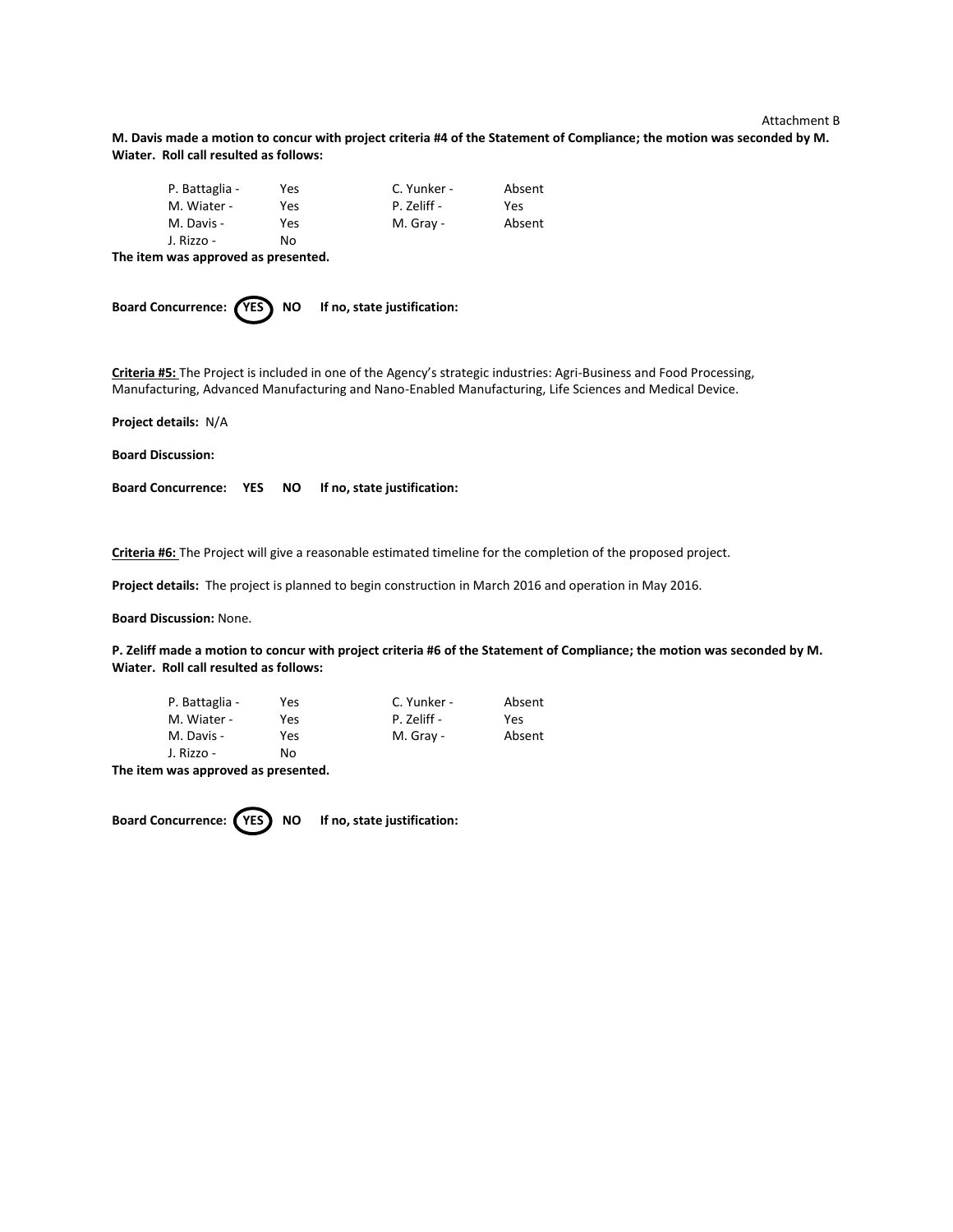Attachment B

**M. Davis made a motion to concur with project criteria #4 of the Statement of Compliance; the motion was seconded by M. Wiater. Roll call resulted as follows:**

| | | | |
|---|---|---|---|
| P. Battaglia - | Yes | C. Yunker - | Absent |
| M. Wiater - | Yes | P. Zeliff - | Yes |
| M. Davis - | Yes | M. Gray - | Absent |
| J. Rizzo - | No | | |

**The item was approved as presented.**

**Board Concurrence: (YES) NO If no, state justification:**

**Criteria #5:** The Project is included in one of the Agency's strategic industries: Agri-Business and Food Processing, Manufacturing, Advanced Manufacturing and Nano-Enabled Manufacturing, Life Sciences and Medical Device.

**Project details:** N/A

**Board Discussion:**

**Board Concurrence: YES NO If no, state justification:**

**Criteria #6:** The Project will give a reasonable estimated timeline for the completion of the proposed project.

**Project details:** The project is planned to begin construction in March 2016 and operation in May 2016.

**Board Discussion:** None.

**P. Zeliff made a motion to concur with project criteria #6 of the Statement of Compliance; the motion was seconded by M. Wiater. Roll call resulted as follows:**

| | | | |
|---|---|---|---|
| P. Battaglia - | Yes | C. Yunker - | Absent |
| M. Wiater - | Yes | P. Zeliff - | Yes |
| M. Davis - | Yes | M. Gray - | Absent |
| J. Rizzo - | No | | |

**The item was approved as presented.**

**Board Concurrence: (YES) NO If no, state justification:**